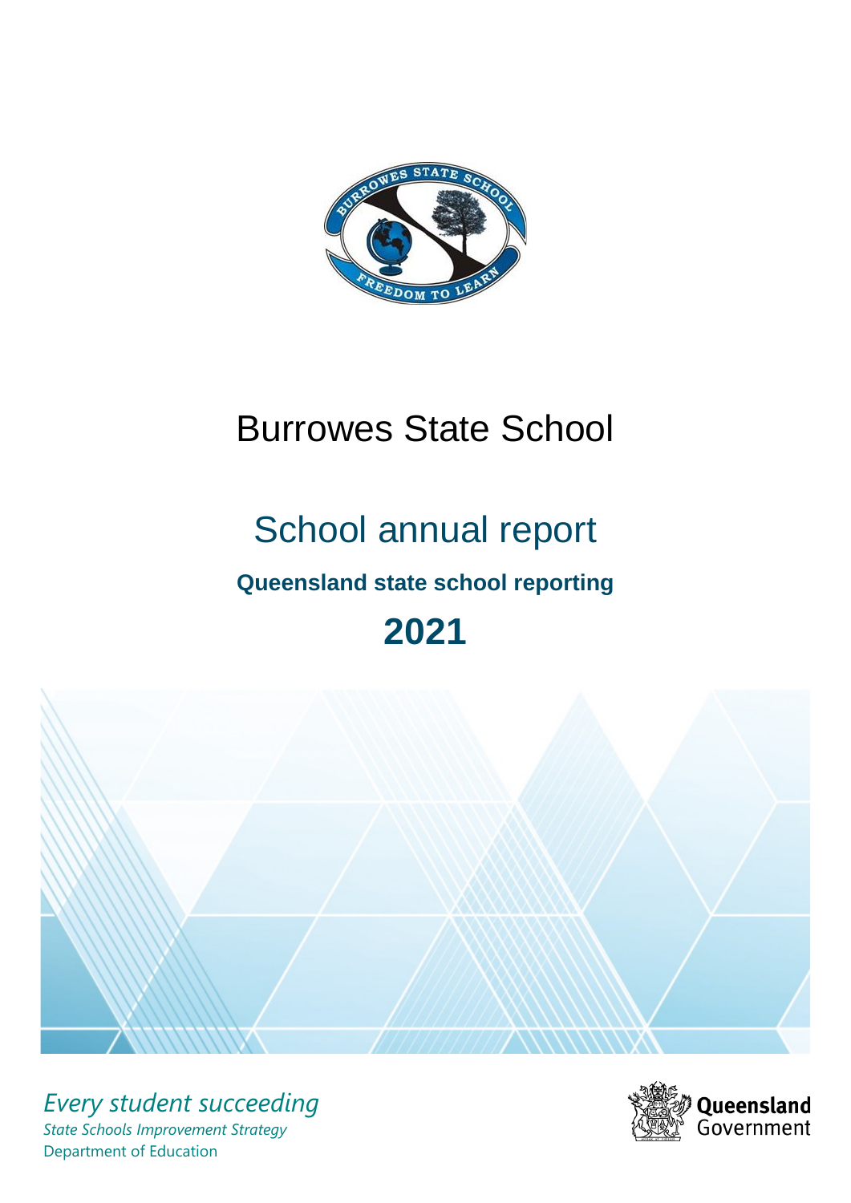# Burrowes State School

## School annual report

### Queensland state school reporting

## 2021

*Every student succeeding*

*State Schools Improvement Strategy*

Department of Education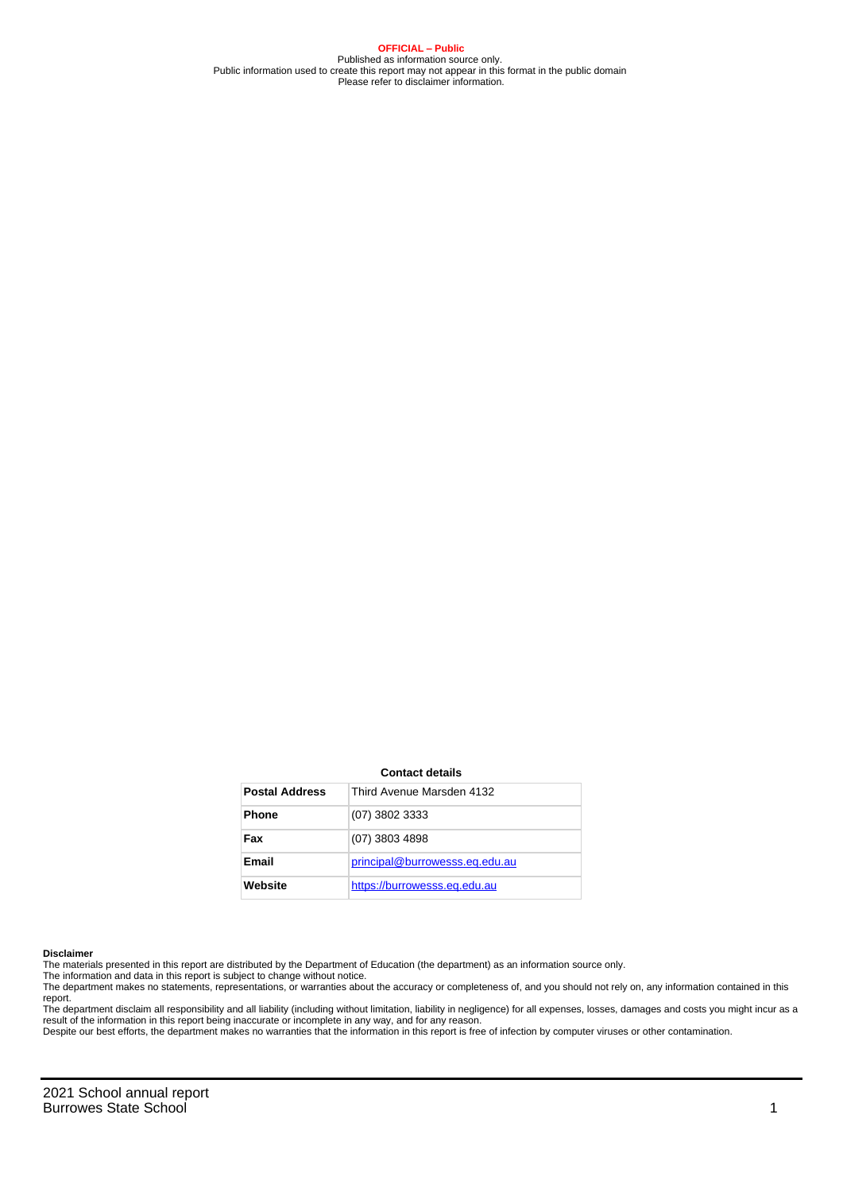**OFFICIAL – Public**
Published as information source only.
Public information used to create this report may not appear in this format in the public domain
Please refer to disclaimer information.

**Contact details**

| | |
|---|---|
| **Postal Address** | Third Avenue Marsden 4132 |
| **Phone** | (07) 3802 3333 |
| **Fax** | (07) 3803 4898 |
| **Email** | principal@burrowesss.eq.edu.au |
| **Website** | https://burrowesss.eq.edu.au |

**Disclaimer**

The materials presented in this report are distributed by the Department of Education (the department) as an information source only.

The information and data in this report is subject to change without notice.

The department makes no statements, representations, or warranties about the accuracy or completeness of, and you should not rely on, any information contained in this report.

The department disclaim all responsibility and all liability (including without limitation, liability in negligence) for all expenses, losses, damages and costs you might incur as a result of the information in this report being inaccurate or incomplete in any way, and for any reason.

Despite our best efforts, the department makes no warranties that the information in this report is free of infection by computer viruses or other contamination.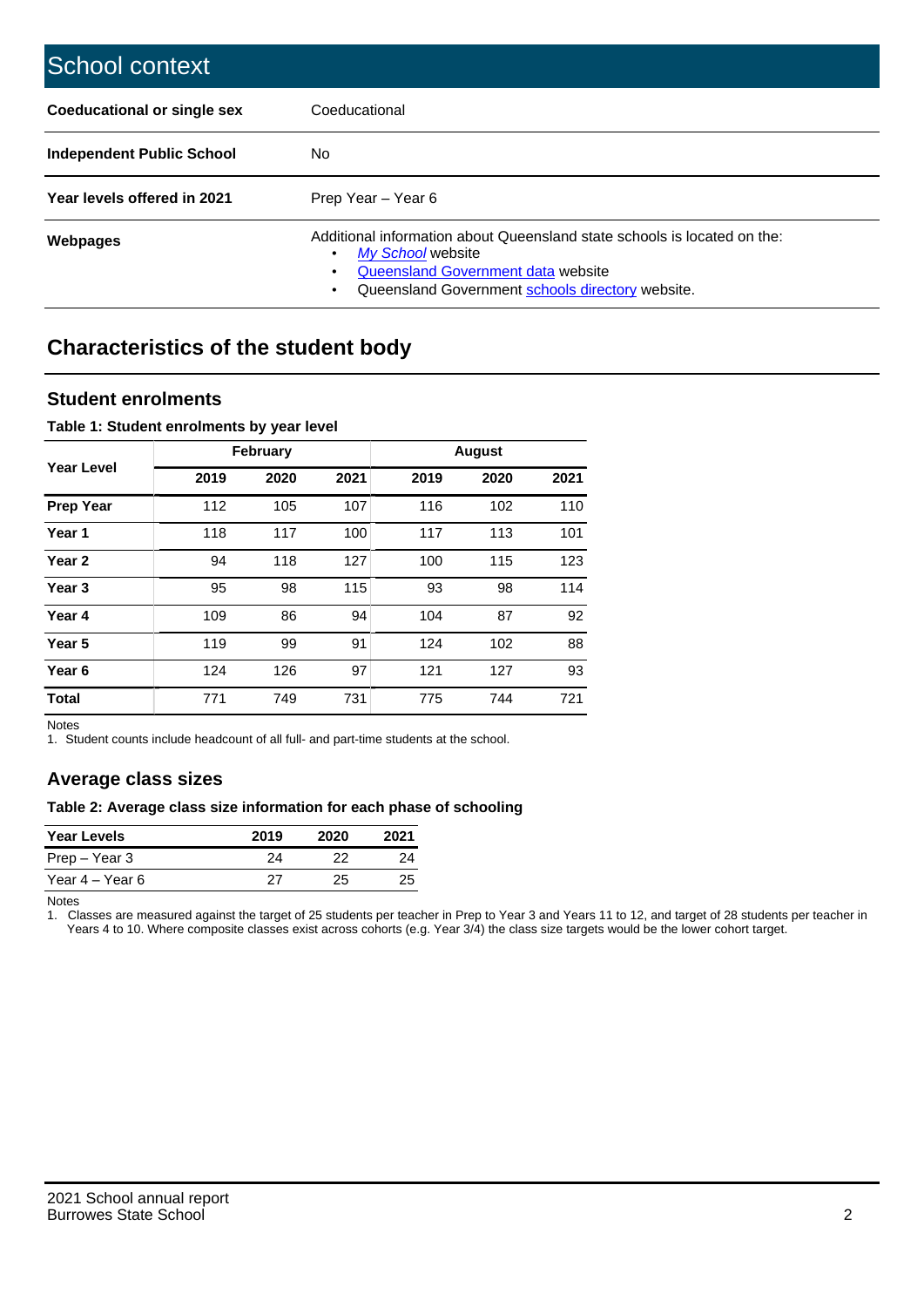## School context

| | |
|---|---|
| **Coeducational or single sex** | Coeducational |
| **Independent Public School** | No |
| **Year levels offered in 2021** | Prep Year – Year 6 |
| **Webpages** | Additional information about Queensland state schools is located on the: • *My School* website • Queensland Government data website • Queensland Government schools directory website. |

## Characteristics of the student body

### Student enrolments

**Table 1: Student enrolments by year level**

| Year Level | February | | | August | | |
|---|---|---|---|---|---|---|
| | 2019 | 2020 | 2021 | 2019 | 2020 | 2021 |
| **Prep Year** | 112 | 105 | 107 | 116 | 102 | 110 |
| **Year 1** | 118 | 117 | 100 | 117 | 113 | 101 |
| **Year 2** | 94 | 118 | 127 | 100 | 115 | 123 |
| **Year 3** | 95 | 98 | 115 | 93 | 98 | 114 |
| **Year 4** | 109 | 86 | 94 | 104 | 87 | 92 |
| **Year 5** | 119 | 99 | 91 | 124 | 102 | 88 |
| **Year 6** | 124 | 126 | 97 | 121 | 127 | 93 |
| **Total** | 771 | 749 | 731 | 775 | 744 | 721 |

Notes

1. Student counts include headcount of all full- and part-time students at the school.

### Average class sizes

**Table 2: Average class size information for each phase of schooling**

| Year Levels | 2019 | 2020 | 2021 |
|---|---|---|---|
| Prep – Year 3 | 24 | 22 | 24 |
| Year 4 – Year 6 | 27 | 25 | 25 |

Notes

1. Classes are measured against the target of 25 students per teacher in Prep to Year 3 and Years 11 to 12, and target of 28 students per teacher in Years 4 to 10. Where composite classes exist across cohorts (e.g. Year 3/4) the class size targets would be the lower cohort target.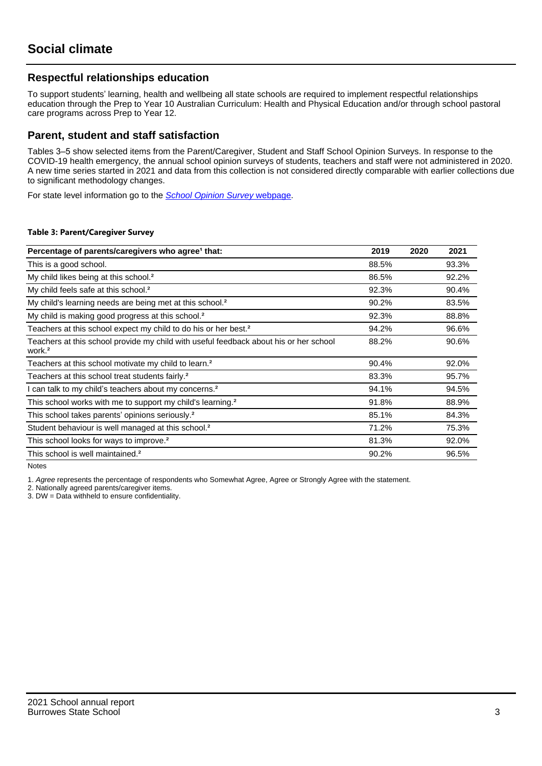# Social climate

## Respectful relationships education

To support students' learning, health and wellbeing all state schools are required to implement respectful relationships education through the Prep to Year 10 Australian Curriculum: Health and Physical Education and/or through school pastoral care programs across Prep to Year 12.

## Parent, student and staff satisfaction

Tables 3–5 show selected items from the Parent/Caregiver, Student and Staff School Opinion Surveys. In response to the COVID-19 health emergency, the annual school opinion surveys of students, teachers and staff were not administered in 2020. A new time series started in 2021 and data from this collection is not considered directly comparable with earlier collections due to significant methodology changes.

For state level information go to the *School Opinion Survey* webpage.

**Table 3: Parent/Caregiver Survey**

| Percentage of parents/caregivers who agree[1] that: | 2019 | 2020 | 2021 |
|---|---|---|---|
| This is a good school. | 88.5% | | 93.3% |
| My child likes being at this school.[2] | 86.5% | | 92.2% |
| My child feels safe at this school.[2] | 92.3% | | 90.4% |
| My child's learning needs are being met at this school.[2] | 90.2% | | 83.5% |
| My child is making good progress at this school.[2] | 92.3% | | 88.8% |
| Teachers at this school expect my child to do his or her best.[2] | 94.2% | | 96.6% |
| Teachers at this school provide my child with useful feedback about his or her school work.[2] | 88.2% | | 90.6% |
| Teachers at this school motivate my child to learn.[2] | 90.4% | | 92.0% |
| Teachers at this school treat students fairly.[2] | 83.3% | | 95.7% |
| I can talk to my child's teachers about my concerns.[2] | 94.1% | | 94.5% |
| This school works with me to support my child's learning.[2] | 91.8% | | 88.9% |
| This school takes parents' opinions seriously.[2] | 85.1% | | 84.3% |
| Student behaviour is well managed at this school.[2] | 71.2% | | 75.3% |
| This school looks for ways to improve.[2] | 81.3% | | 92.0% |
| This school is well maintained.[2] | 90.2% | | 96.5% |

Notes

1. *Agree* represents the percentage of respondents who Somewhat Agree, Agree or Strongly Agree with the statement.
2. Nationally agreed parents/caregiver items.
3. DW = Data withheld to ensure confidentiality.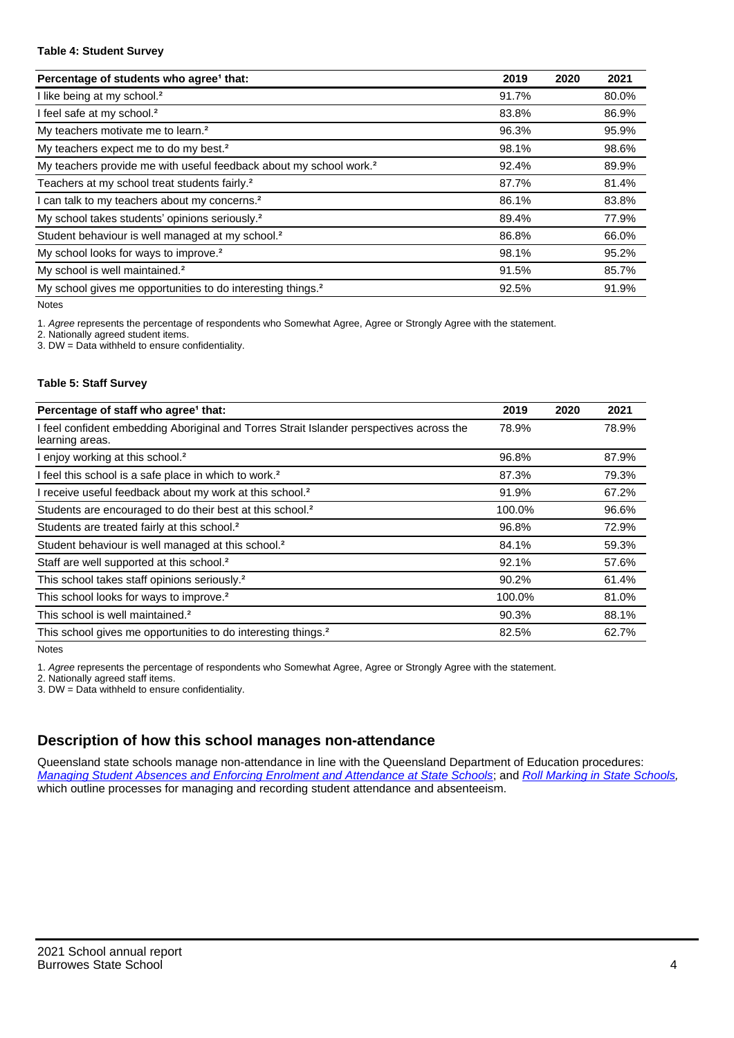**Table 4: Student Survey**

| Percentage of students who agree[1] that: | 2019 | 2020 | 2021 |
|---|---|---|---|
| I like being at my school.[2] | 91.7% | | 80.0% |
| I feel safe at my school.[2] | 83.8% | | 86.9% |
| My teachers motivate me to learn.[2] | 96.3% | | 95.9% |
| My teachers expect me to do my best.[2] | 98.1% | | 98.6% |
| My teachers provide me with useful feedback about my school work.[2] | 92.4% | | 89.9% |
| Teachers at my school treat students fairly.[2] | 87.7% | | 81.4% |
| I can talk to my teachers about my concerns.[2] | 86.1% | | 83.8% |
| My school takes students' opinions seriously.[2] | 89.4% | | 77.9% |
| Student behaviour is well managed at my school.[2] | 86.8% | | 66.0% |
| My school looks for ways to improve.[2] | 98.1% | | 95.2% |
| My school is well maintained.[2] | 91.5% | | 85.7% |
| My school gives me opportunities to do interesting things.[2] | 92.5% | | 91.9% |

Notes

1. *Agree* represents the percentage of respondents who Somewhat Agree, Agree or Strongly Agree with the statement.
2. Nationally agreed student items.
3. DW = Data withheld to ensure confidentiality.

**Table 5: Staff Survey**

| Percentage of staff who agree[1] that: | 2019 | 2020 | 2021 |
|---|---|---|---|
| I feel confident embedding Aboriginal and Torres Strait Islander perspectives across the learning areas. | 78.9% | | 78.9% |
| I enjoy working at this school.[2] | 96.8% | | 87.9% |
| I feel this school is a safe place in which to work.[2] | 87.3% | | 79.3% |
| I receive useful feedback about my work at this school.[2] | 91.9% | | 67.2% |
| Students are encouraged to do their best at this school.[2] | 100.0% | | 96.6% |
| Students are treated fairly at this school.[2] | 96.8% | | 72.9% |
| Student behaviour is well managed at this school.[2] | 84.1% | | 59.3% |
| Staff are well supported at this school.[2] | 92.1% | | 57.6% |
| This school takes staff opinions seriously.[2] | 90.2% | | 61.4% |
| This school looks for ways to improve.[2] | 100.0% | | 81.0% |
| This school is well maintained.[2] | 90.3% | | 88.1% |
| This school gives me opportunities to do interesting things.[2] | 82.5% | | 62.7% |

Notes

1. *Agree* represents the percentage of respondents who Somewhat Agree, Agree or Strongly Agree with the statement.
2. Nationally agreed staff items.
3. DW = Data withheld to ensure confidentiality.

## Description of how this school manages non-attendance

Queensland state schools manage non-attendance in line with the Queensland Department of Education procedures: *Managing Student Absences and Enforcing Enrolment and Attendance at State Schools*; and *Roll Marking in State Schools,* which outline processes for managing and recording student attendance and absenteeism.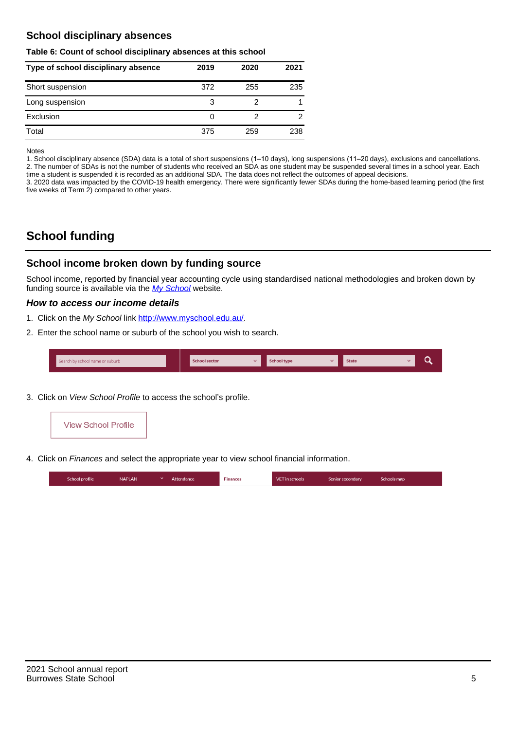## School disciplinary absences

**Table 6: Count of school disciplinary absences at this school**

| Type of school disciplinary absence | 2019 | 2020 | 2021 |
|---|---|---|---|
| Short suspension | 372 | 255 | 235 |
| Long suspension | 3 | 2 | 1 |
| Exclusion | 0 | 2 | 2 |
| Total | 375 | 259 | 238 |

Notes
1. School disciplinary absence (SDA) data is a total of short suspensions (1–10 days), long suspensions (11–20 days), exclusions and cancellations.
2. The number of SDAs is not the number of students who received an SDA as one student may be suspended several times in a school year. Each time a student is suspended it is recorded as an additional SDA. The data does not reflect the outcomes of appeal decisions.
3. 2020 data was impacted by the COVID-19 health emergency. There were significantly fewer SDAs during the home-based learning period (the first five weeks of Term 2) compared to other years.

# School funding

## School income broken down by funding source

School income, reported by financial year accounting cycle using standardised national methodologies and broken down by funding source is available via the *My School* website.

### *How to access our income details*

1. Click on the *My School* link http://www.myschool.edu.au/.
2. Enter the school name or suburb of the school you wish to search.

Search by school name or suburb | School sector | School type | State

3. Click on *View School Profile* to access the school's profile.

View School Profile

4. Click on *Finances* and select the appropriate year to view school financial information.

School profile | NAPLAN | Attendance | Finances | VET in schools | Senior secondary | Schools map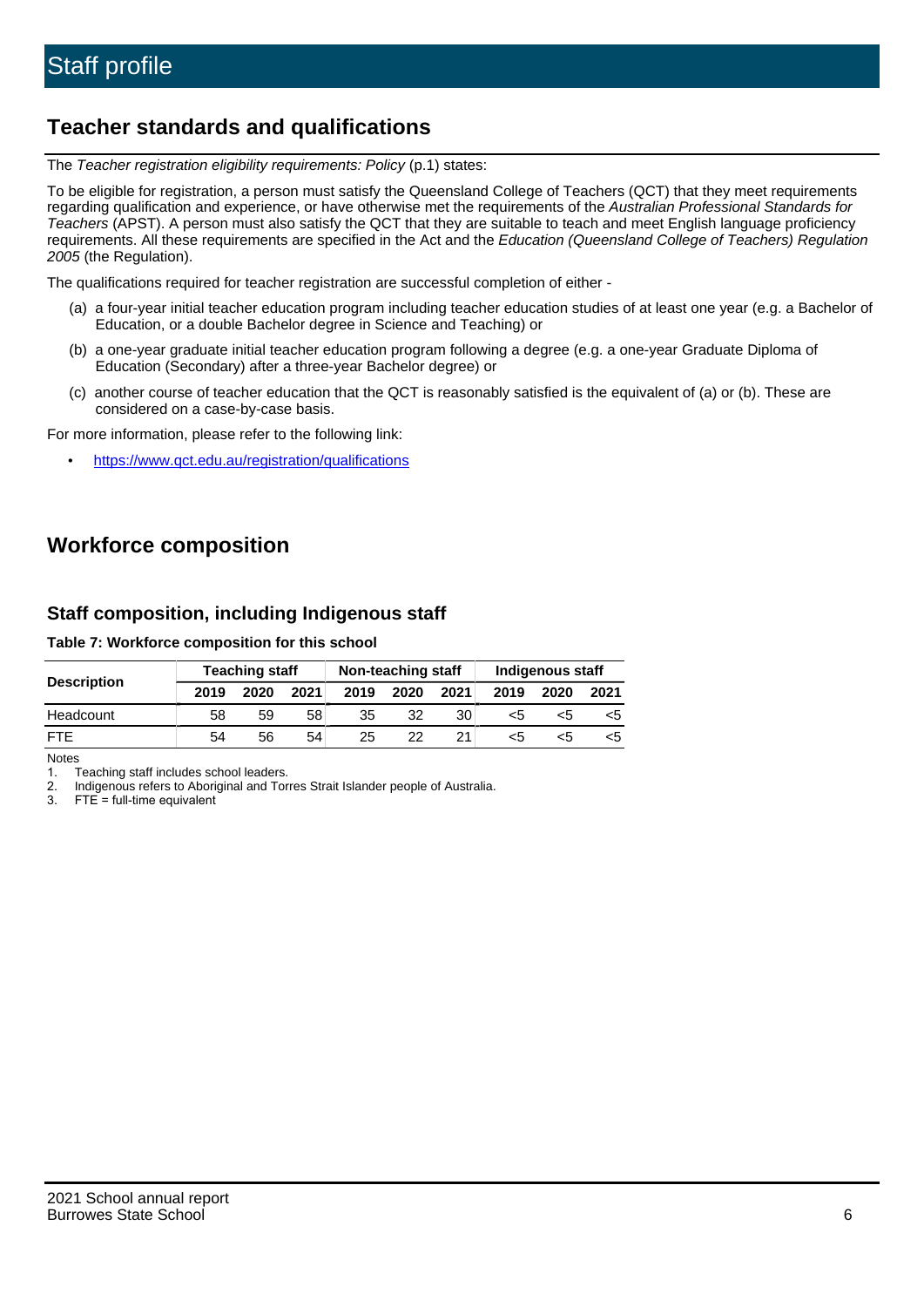# Staff profile

## Teacher standards and qualifications

The *Teacher registration eligibility requirements: Policy* (p.1) states:

To be eligible for registration, a person must satisfy the Queensland College of Teachers (QCT) that they meet requirements regarding qualification and experience, or have otherwise met the requirements of the *Australian Professional Standards for Teachers* (APST). A person must also satisfy the QCT that they are suitable to teach and meet English language proficiency requirements. All these requirements are specified in the Act and the *Education (Queensland College of Teachers) Regulation 2005* (the Regulation).

The qualifications required for teacher registration are successful completion of either -

(a) a four-year initial teacher education program including teacher education studies of at least one year (e.g. a Bachelor of Education, or a double Bachelor degree in Science and Teaching) or

(b) a one-year graduate initial teacher education program following a degree (e.g. a one-year Graduate Diploma of Education (Secondary) after a three-year Bachelor degree) or

(c) another course of teacher education that the QCT is reasonably satisfied is the equivalent of (a) or (b). These are considered on a case-by-case basis.

For more information, please refer to the following link:

- https://www.qct.edu.au/registration/qualifications

## Workforce composition

### Staff composition, including Indigenous staff

**Table 7: Workforce composition for this school**

| Description | Teaching staff | | | Non-teaching staff | | | Indigenous staff | | |
|---|---|---|---|---|---|---|---|---|---|
| | 2019 | 2020 | 2021 | 2019 | 2020 | 2021 | 2019 | 2020 | 2021 |
| Headcount | 58 | 59 | 58 | 35 | 32 | 30 | <5 | <5 | <5 |
| FTE | 54 | 56 | 54 | 25 | 22 | 21 | <5 | <5 | <5 |

Notes
1. Teaching staff includes school leaders.
2. Indigenous refers to Aboriginal and Torres Strait Islander people of Australia.
3. FTE = full-time equivalent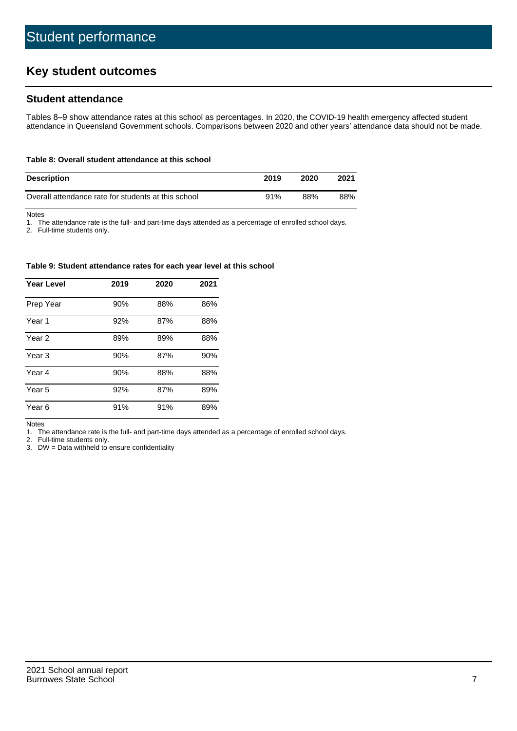# Student performance

## Key student outcomes

### Student attendance

Tables 8–9 show attendance rates at this school as percentages. In 2020, the COVID-19 health emergency affected student attendance in Queensland Government schools. Comparisons between 2020 and other years' attendance data should not be made.

**Table 8: Overall student attendance at this school**

| Description | 2019 | 2020 | 2021 |
|---|---|---|---|
| Overall attendance rate for students at this school | 91% | 88% | 88% |

Notes

1. The attendance rate is the full- and part-time days attended as a percentage of enrolled school days.
2. Full-time students only.

**Table 9: Student attendance rates for each year level at this school**

| Year Level | 2019 | 2020 | 2021 |
|---|---|---|---|
| Prep Year | 90% | 88% | 86% |
| Year 1 | 92% | 87% | 88% |
| Year 2 | 89% | 89% | 88% |
| Year 3 | 90% | 87% | 90% |
| Year 4 | 90% | 88% | 88% |
| Year 5 | 92% | 87% | 89% |
| Year 6 | 91% | 91% | 89% |

Notes

1. The attendance rate is the full- and part-time days attended as a percentage of enrolled school days.
2. Full-time students only.
3. DW = Data withheld to ensure confidentiality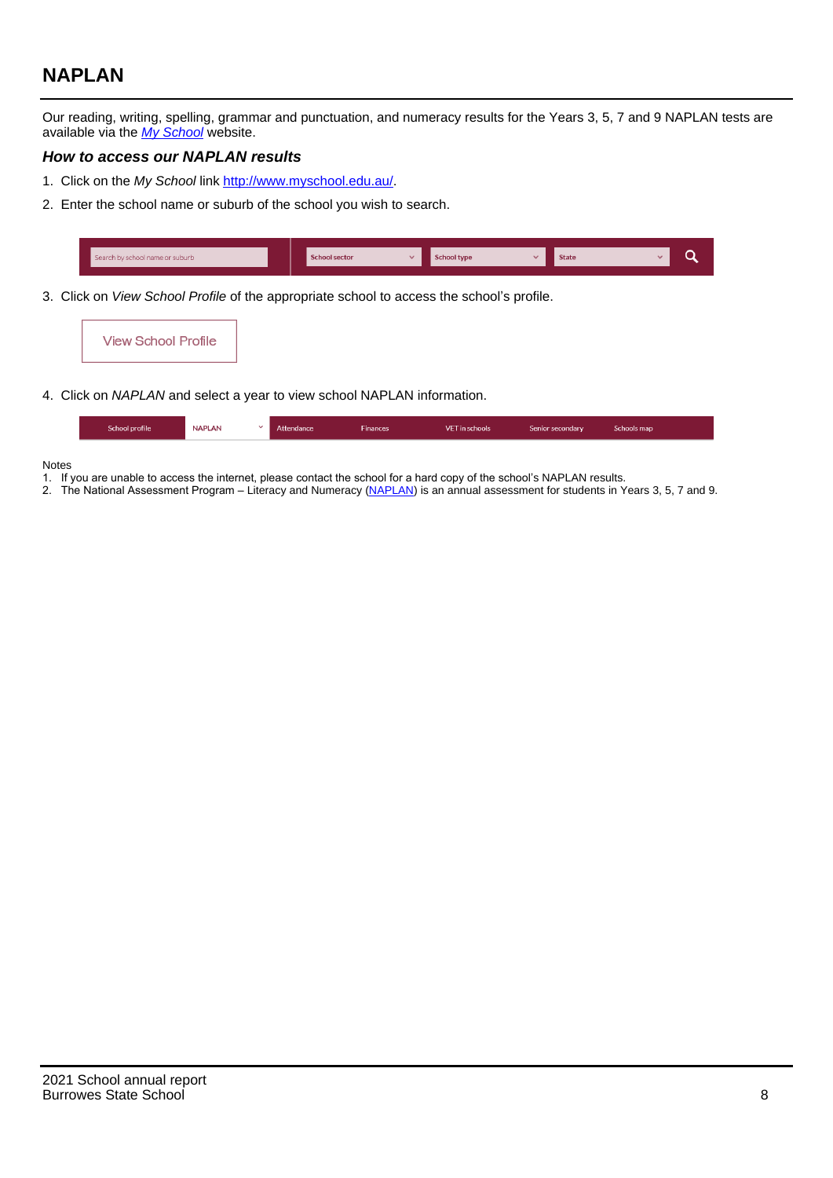## NAPLAN

Our reading, writing, spelling, grammar and punctuation, and numeracy results for the Years 3, 5, 7 and 9 NAPLAN tests are available via the *My School* website.

### *How to access our NAPLAN results*

1. Click on the *My School* link http://www.myschool.edu.au/.
2. Enter the school name or suburb of the school you wish to search.

Search by school name or suburb | School sector | School type | State

3. Click on *View School Profile* of the appropriate school to access the school's profile.

View School Profile

4. Click on *NAPLAN* and select a year to view school NAPLAN information.

School profile | NAPLAN | Attendance | Finances | VET in schools | Senior secondary | Schools map

Notes
1. If you are unable to access the internet, please contact the school for a hard copy of the school's NAPLAN results.
2. The National Assessment Program – Literacy and Numeracy (NAPLAN) is an annual assessment for students in Years 3, 5, 7 and 9.